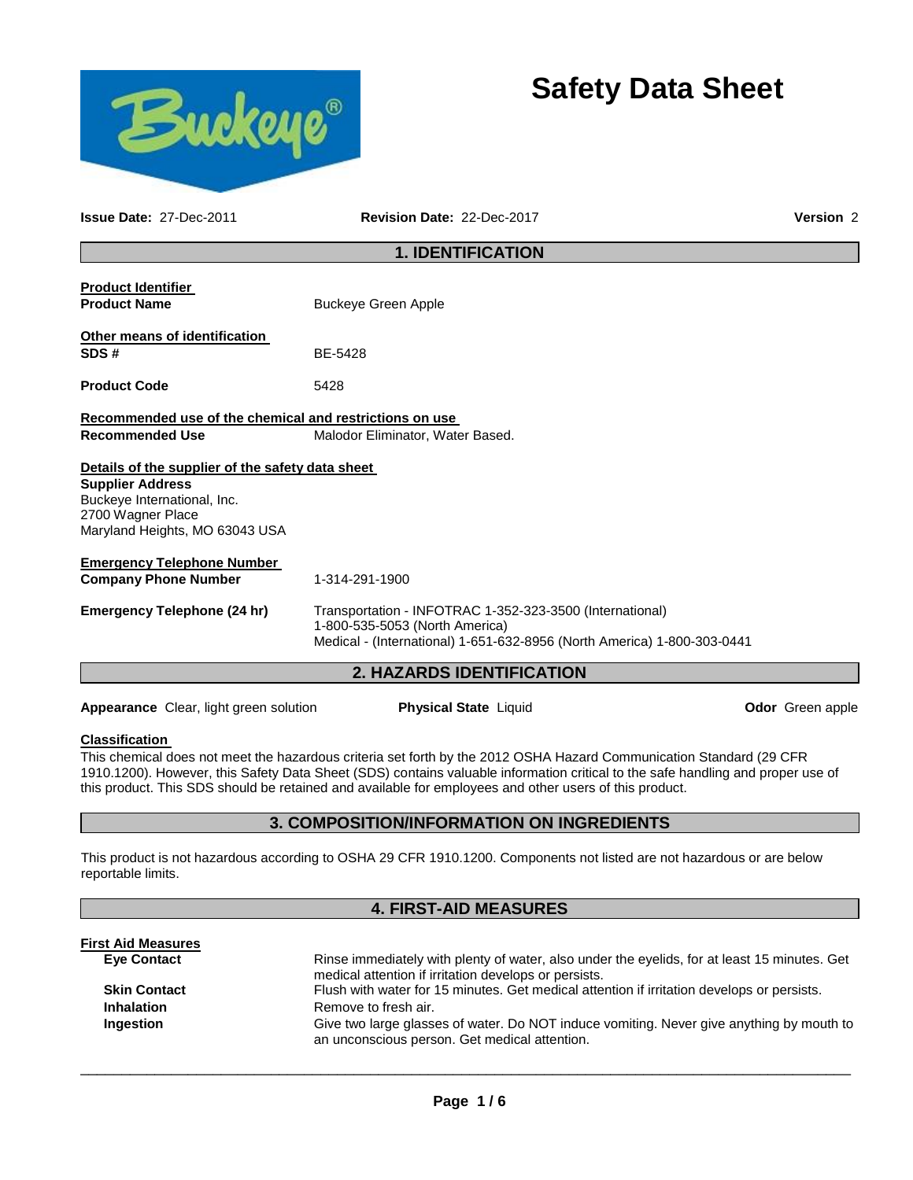# Safety Data Sheet

**Issue Date:** 27-Dec-2011 **Revision Date:** 22-Dec-2017 **Version** 2

## 1. IDENTIFICATION

**Product Identifier**

**Product Name** Buckeye Green Apple

**Other means of identification**

**SDS #** BE-5428

**Product Code** 5428

**Recommended use of the chemical and restrictions on use**

**Recommended Use** Malodor Eliminator, Water Based.

**Details of the supplier of the safety data sheet**

**Supplier Address**
Buckeye International, Inc.
2700 Wagner Place
Maryland Heights, MO 63043 USA

**Emergency Telephone Number**

**Company Phone Number** 1-314-291-1900

**Emergency Telephone (24 hr)** Transportation - INFOTRAC 1-352-323-3500 (International)
1-800-535-5053 (North America)
Medical - (International) 1-651-632-8956 (North America) 1-800-303-0441

## 2. HAZARDS IDENTIFICATION

**Appearance** Clear, light green solution **Physical State** Liquid **Odor** Green apple

**Classification**

This chemical does not meet the hazardous criteria set forth by the 2012 OSHA Hazard Communication Standard (29 CFR 1910.1200). However, this Safety Data Sheet (SDS) contains valuable information critical to the safe handling and proper use of this product. This SDS should be retained and available for employees and other users of this product.

## 3. COMPOSITION/INFORMATION ON INGREDIENTS

This product is not hazardous according to OSHA 29 CFR 1910.1200. Components not listed are not hazardous or are below reportable limits.

## 4. FIRST-AID MEASURES

**First Aid Measures**

**Eye Contact** Rinse immediately with plenty of water, also under the eyelids, for at least 15 minutes. Get medical attention if irritation develops or persists.

**Skin Contact** Flush with water for 15 minutes. Get medical attention if irritation develops or persists.

**Inhalation** Remove to fresh air.

**Ingestion** Give two large glasses of water. Do NOT induce vomiting. Never give anything by mouth to an unconscious person. Get medical attention.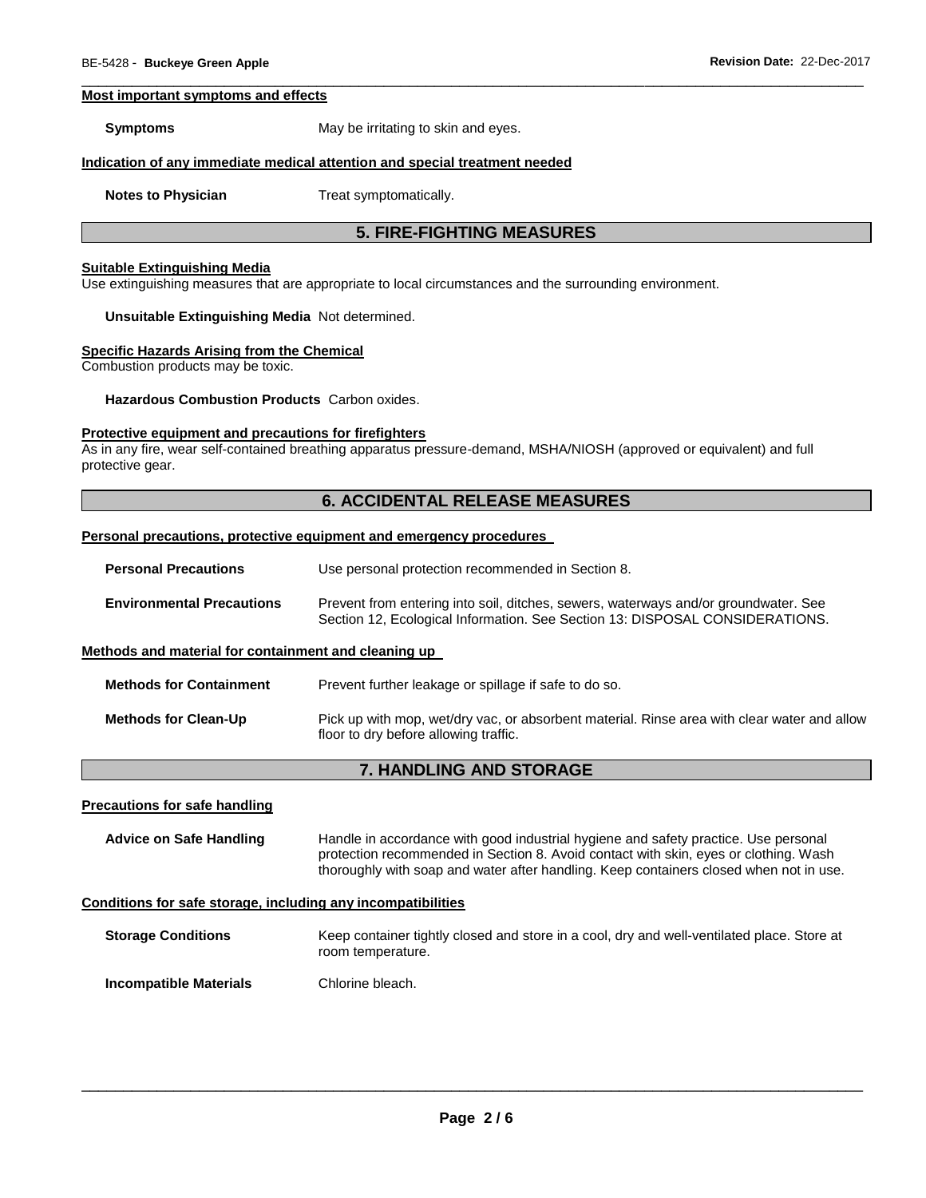#### Most important symptoms and effects

**Symptoms** May be irritating to skin and eyes.

#### Indication of any immediate medical attention and special treatment needed

**Notes to Physician** Treat symptomatically.

## 5. FIRE-FIGHTING MEASURES

#### Suitable Extinguishing Media

Use extinguishing measures that are appropriate to local circumstances and the surrounding environment.

**Unsuitable Extinguishing Media** Not determined.

#### Specific Hazards Arising from the Chemical

Combustion products may be toxic.

**Hazardous Combustion Products** Carbon oxides.

#### Protective equipment and precautions for firefighters

As in any fire, wear self-contained breathing apparatus pressure-demand, MSHA/NIOSH (approved or equivalent) and full protective gear.

## 6. ACCIDENTAL RELEASE MEASURES

#### Personal precautions, protective equipment and emergency procedures

**Personal Precautions** Use personal protection recommended in Section 8.

**Environmental Precautions** Prevent from entering into soil, ditches, sewers, waterways and/or groundwater. See Section 12, Ecological Information. See Section 13: DISPOSAL CONSIDERATIONS.

#### Methods and material for containment and cleaning up

**Methods for Containment** Prevent further leakage or spillage if safe to do so.

**Methods for Clean-Up** Pick up with mop, wet/dry vac, or absorbent material. Rinse area with clear water and allow floor to dry before allowing traffic.

## 7. HANDLING AND STORAGE

#### Precautions for safe handling

**Advice on Safe Handling** Handle in accordance with good industrial hygiene and safety practice. Use personal protection recommended in Section 8. Avoid contact with skin, eyes or clothing. Wash thoroughly with soap and water after handling. Keep containers closed when not in use.

#### Conditions for safe storage, including any incompatibilities

**Storage Conditions** Keep container tightly closed and store in a cool, dry and well-ventilated place. Store at room temperature.

**Incompatible Materials** Chlorine bleach.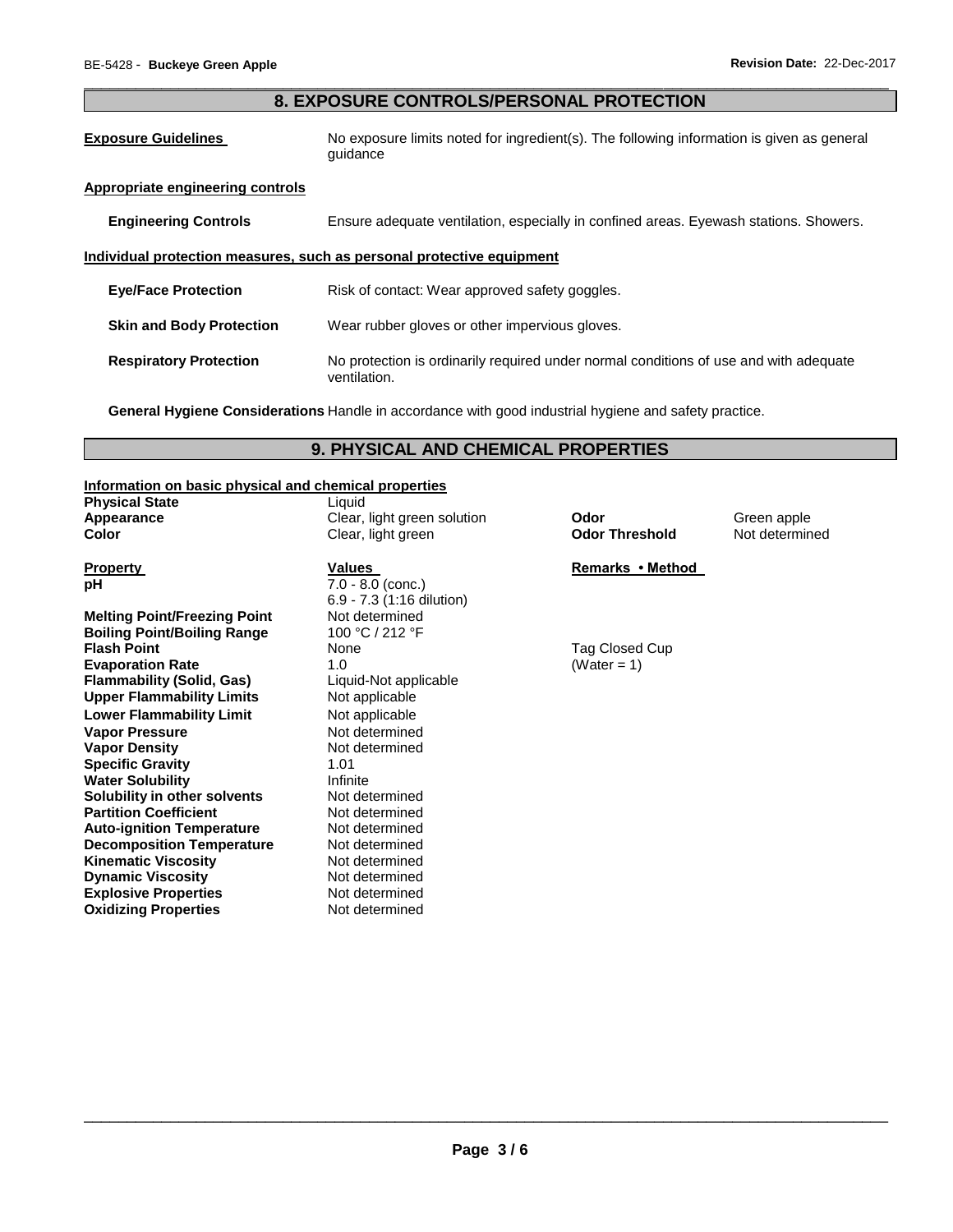## 8. EXPOSURE CONTROLS/PERSONAL PROTECTION

**Exposure Guidelines** No exposure limits noted for ingredient(s). The following information is given as general guidance

**Appropriate engineering controls**

**Engineering Controls** Ensure adequate ventilation, especially in confined areas. Eyewash stations. Showers.

**Individual protection measures, such as personal protective equipment**

**Eye/Face Protection** Risk of contact: Wear approved safety goggles.

**Skin and Body Protection** Wear rubber gloves or other impervious gloves.

**Respiratory Protection** No protection is ordinarily required under normal conditions of use and with adequate ventilation.

**General Hygiene Considerations** Handle in accordance with good industrial hygiene and safety practice.

## 9. PHYSICAL AND CHEMICAL PROPERTIES

**Information on basic physical and chemical properties**

| | | | |
|---|---|---|---|
| **Physical State** | Liquid | | |
| **Appearance** | Clear, light green solution | **Odor** | Green apple |
| **Color** | Clear, light green | **Odor Threshold** | Not determined |

| **Property** | **Values** | **Remarks • Method** |
|---|---|---|
| **pH** | 7.0 - 8.0 (conc.)<br>6.9 - 7.3 (1:16 dilution) | |
| **Melting Point/Freezing Point** | Not determined | |
| **Boiling Point/Boiling Range** | 100 °C / 212 °F | |
| **Flash Point** | None | Tag Closed Cup |
| **Evaporation Rate** | 1.0 | (Water = 1) |
| **Flammability (Solid, Gas)** | Liquid-Not applicable | |
| **Upper Flammability Limits** | Not applicable | |
| **Lower Flammability Limit** | Not applicable | |
| **Vapor Pressure** | Not determined | |
| **Vapor Density** | Not determined | |
| **Specific Gravity** | 1.01 | |
| **Water Solubility** | Infinite | |
| **Solubility in other solvents** | Not determined | |
| **Partition Coefficient** | Not determined | |
| **Auto-ignition Temperature** | Not determined | |
| **Decomposition Temperature** | Not determined | |
| **Kinematic Viscosity** | Not determined | |
| **Dynamic Viscosity** | Not determined | |
| **Explosive Properties** | Not determined | |
| **Oxidizing Properties** | Not determined | |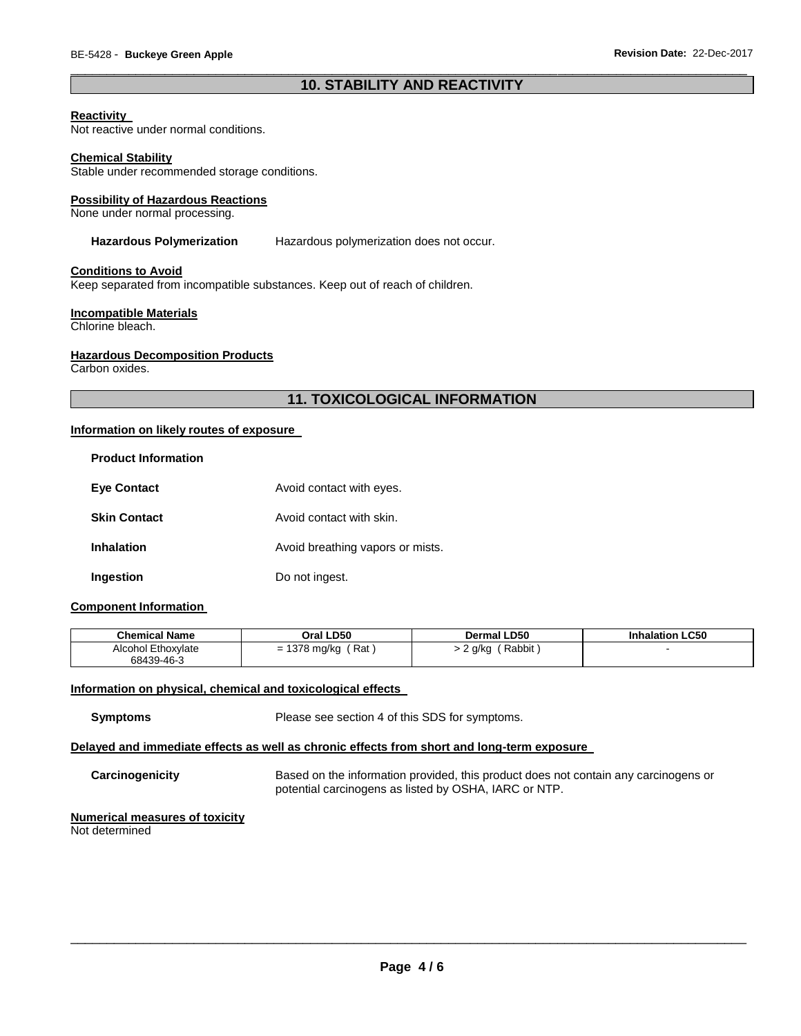## 10. STABILITY AND REACTIVITY

**Reactivity**
Not reactive under normal conditions.

**Chemical Stability**
Stable under recommended storage conditions.

**Possibility of Hazardous Reactions**
None under normal processing.

**Hazardous Polymerization** Hazardous polymerization does not occur.

**Conditions to Avoid**
Keep separated from incompatible substances. Keep out of reach of children.

**Incompatible Materials**
Chlorine bleach.

**Hazardous Decomposition Products**
Carbon oxides.

## 11. TOXICOLOGICAL INFORMATION

**Information on likely routes of exposure**

**Product Information**

**Eye Contact** Avoid contact with eyes.

**Skin Contact** Avoid contact with skin.

**Inhalation** Avoid breathing vapors or mists.

**Ingestion** Do not ingest.

**Component Information**

| Chemical Name | Oral LD50 | Dermal LD50 | Inhalation LC50 |
|---|---|---|---|
| Alcohol Ethoxylate 68439-46-3 | = 1378 mg/kg ( Rat ) | > 2 g/kg ( Rabbit ) | - |

**Information on physical, chemical and toxicological effects**

**Symptoms** Please see section 4 of this SDS for symptoms.

**Delayed and immediate effects as well as chronic effects from short and long-term exposure**

**Carcinogenicity** Based on the information provided, this product does not contain any carcinogens or potential carcinogens as listed by OSHA, IARC or NTP.

**Numerical measures of toxicity**
Not determined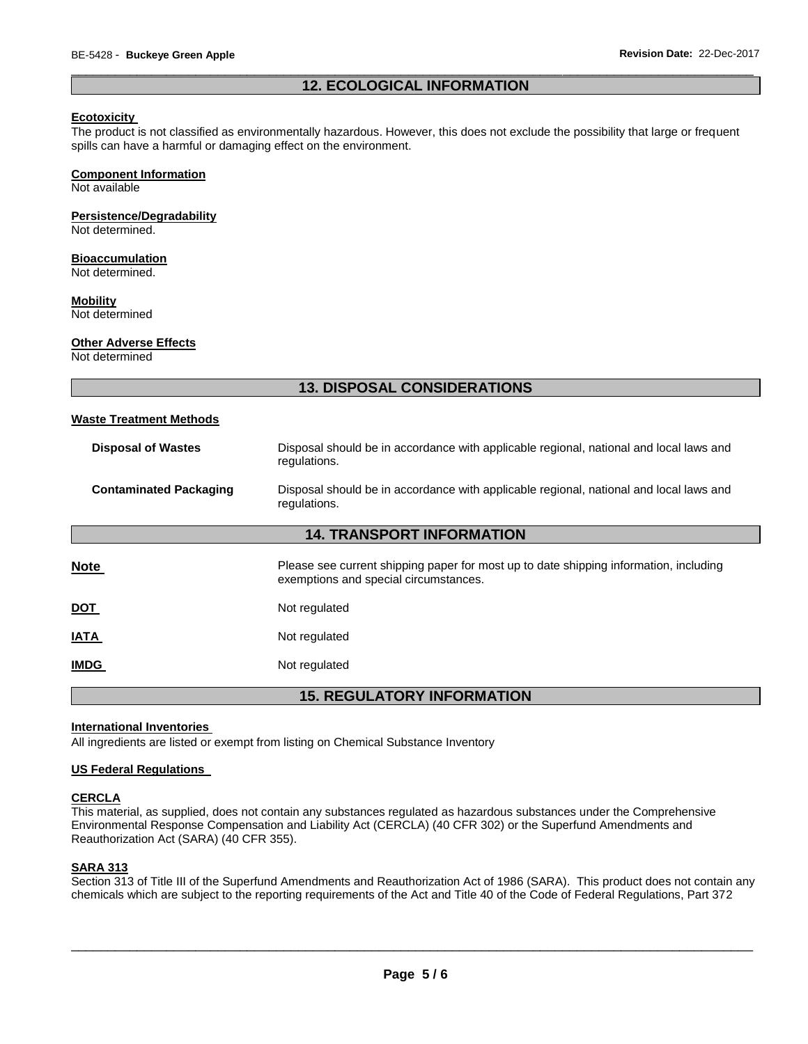## 12. ECOLOGICAL INFORMATION

**Ecotoxicity**

The product is not classified as environmentally hazardous. However, this does not exclude the possibility that large or frequent spills can have a harmful or damaging effect on the environment.

**Component Information**

Not available

**Persistence/Degradability**

Not determined.

**Bioaccumulation**

Not determined.

**Mobility**

Not determined

**Other Adverse Effects**

Not determined

## 13. DISPOSAL CONSIDERATIONS

**Waste Treatment Methods**

| | |
|---|---|
| **Disposal of Wastes** | Disposal should be in accordance with applicable regional, national and local laws and regulations. |
| **Contaminated Packaging** | Disposal should be in accordance with applicable regional, national and local laws and regulations. |

## 14. TRANSPORT INFORMATION

| | |
|---|---|
| **Note** | Please see current shipping paper for most up to date shipping information, including exemptions and special circumstances. |
| **DOT** | Not regulated |
| **IATA** | Not regulated |
| **IMDG** | Not regulated |

## 15. REGULATORY INFORMATION

**International Inventories**

All ingredients are listed or exempt from listing on Chemical Substance Inventory

**US Federal Regulations**

**CERCLA**

This material, as supplied, does not contain any substances regulated as hazardous substances under the Comprehensive Environmental Response Compensation and Liability Act (CERCLA) (40 CFR 302) or the Superfund Amendments and Reauthorization Act (SARA) (40 CFR 355).

**SARA 313**

Section 313 of Title III of the Superfund Amendments and Reauthorization Act of 1986 (SARA). This product does not contain any chemicals which are subject to the reporting requirements of the Act and Title 40 of the Code of Federal Regulations, Part 372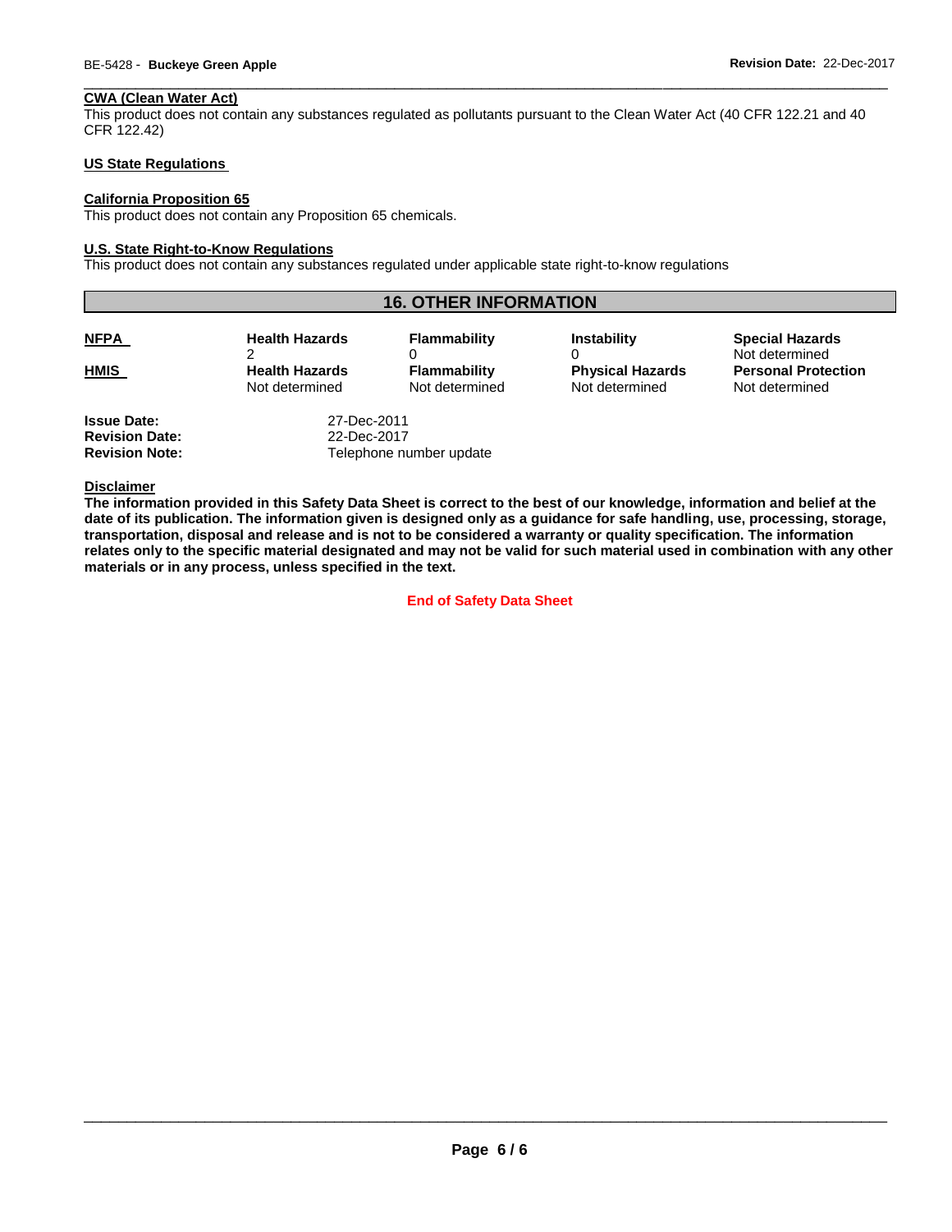**CWA (Clean Water Act)**

This product does not contain any substances regulated as pollutants pursuant to the Clean Water Act (40 CFR 122.21 and 40 CFR 122.42)

**US State Regulations**

**California Proposition 65**

This product does not contain any Proposition 65 chemicals.

**U.S. State Right-to-Know Regulations**

This product does not contain any substances regulated under applicable state right-to-know regulations

## 16. OTHER INFORMATION

| | | | | |
|---|---|---|---|---|
| **NFPA** | **Health Hazards** 2 | **Flammability** 0 | **Instability** 0 | **Special Hazards** Not determined |
| **HMIS** | **Health Hazards** Not determined | **Flammability** Not determined | **Physical Hazards** Not determined | **Personal Protection** Not determined |

**Issue Date:** 27-Dec-2011
**Revision Date:** 22-Dec-2017
**Revision Note:** Telephone number update

**Disclaimer**

**The information provided in this Safety Data Sheet is correct to the best of our knowledge, information and belief at the date of its publication. The information given is designed only as a guidance for safe handling, use, processing, storage, transportation, disposal and release and is not to be considered a warranty or quality specification. The information relates only to the specific material designated and may not be valid for such material used in combination with any other materials or in any process, unless specified in the text.**

**End of Safety Data Sheet**